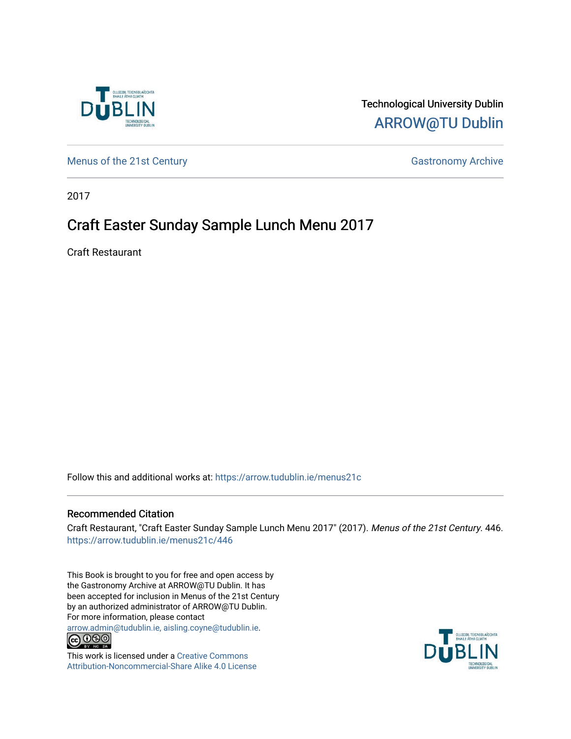Technological University Dublin

ARROW@TU Dublin

Menus of the 21st Century | Gastronomy Archive

2017

# Craft Easter Sunday Sample Lunch Menu 2017

Craft Restaurant

Follow this and additional works at: https://arrow.tudublin.ie/menus21c

## Recommended Citation

Craft Restaurant, "Craft Easter Sunday Sample Lunch Menu 2017" (2017). *Menus of the 21st Century*. 446. https://arrow.tudublin.ie/menus21c/446

This Book is brought to you for free and open access by the Gastronomy Archive at ARROW@TU Dublin. It has been accepted for inclusion in Menus of the 21st Century by an authorized administrator of ARROW@TU Dublin. For more information, please contact arrow.admin@tudublin.ie, aisling.coyne@tudublin.ie.

This work is licensed under a Creative Commons Attribution-Noncommercial-Share Alike 4.0 License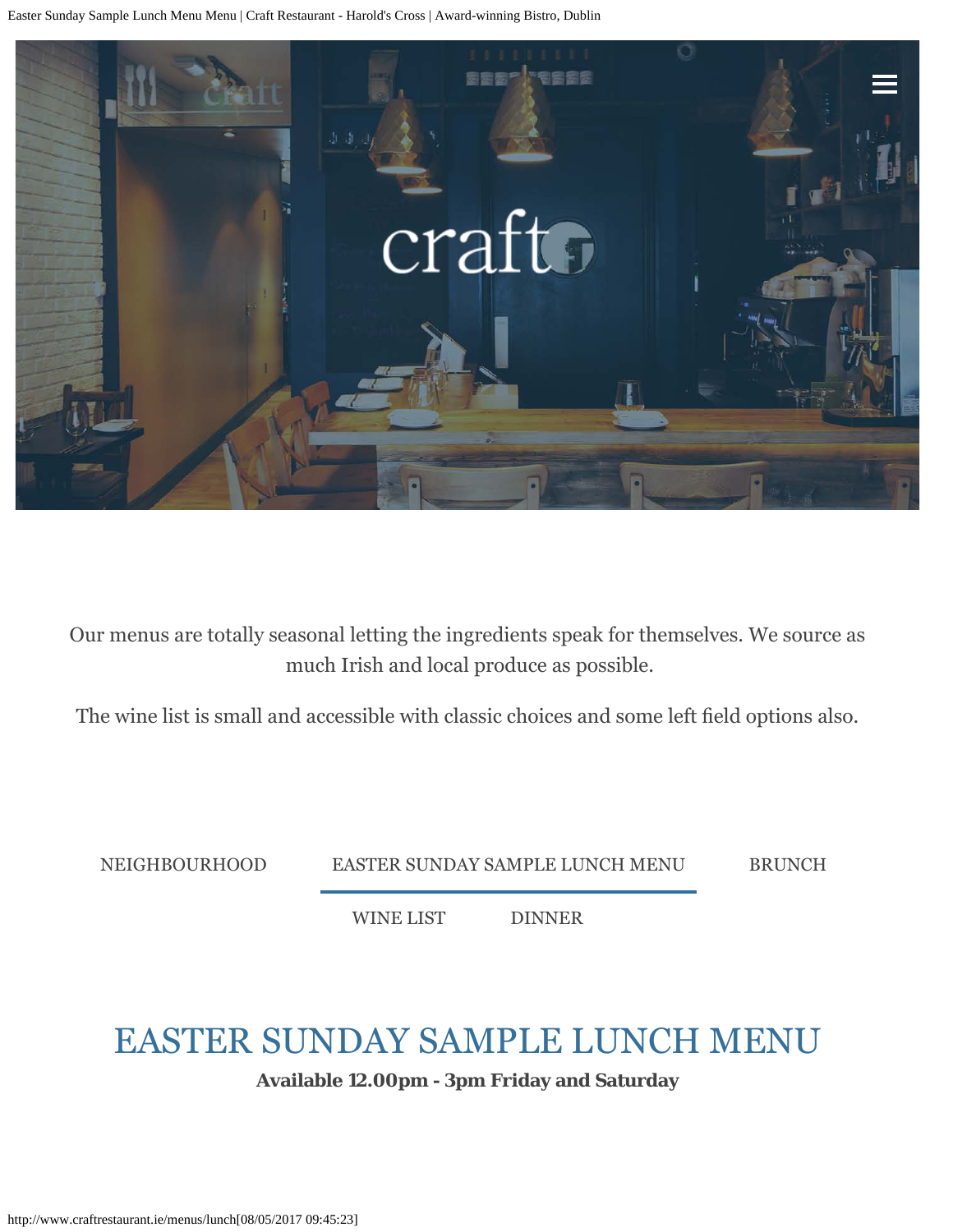Our menus are totally seasonal letting the ingredients speak for themselves. We source as much Irish and local produce as possible.

The wine list is small and accessible with classic choices and some left field options also.

NEIGHBOURHOOD EASTER SUNDAY SAMPLE LUNCH MENU BRUNCH

WINE LIST DINNER

# EASTER SUNDAY SAMPLE LUNCH MENU

**Available 12.00pm - 3pm Friday and Saturday**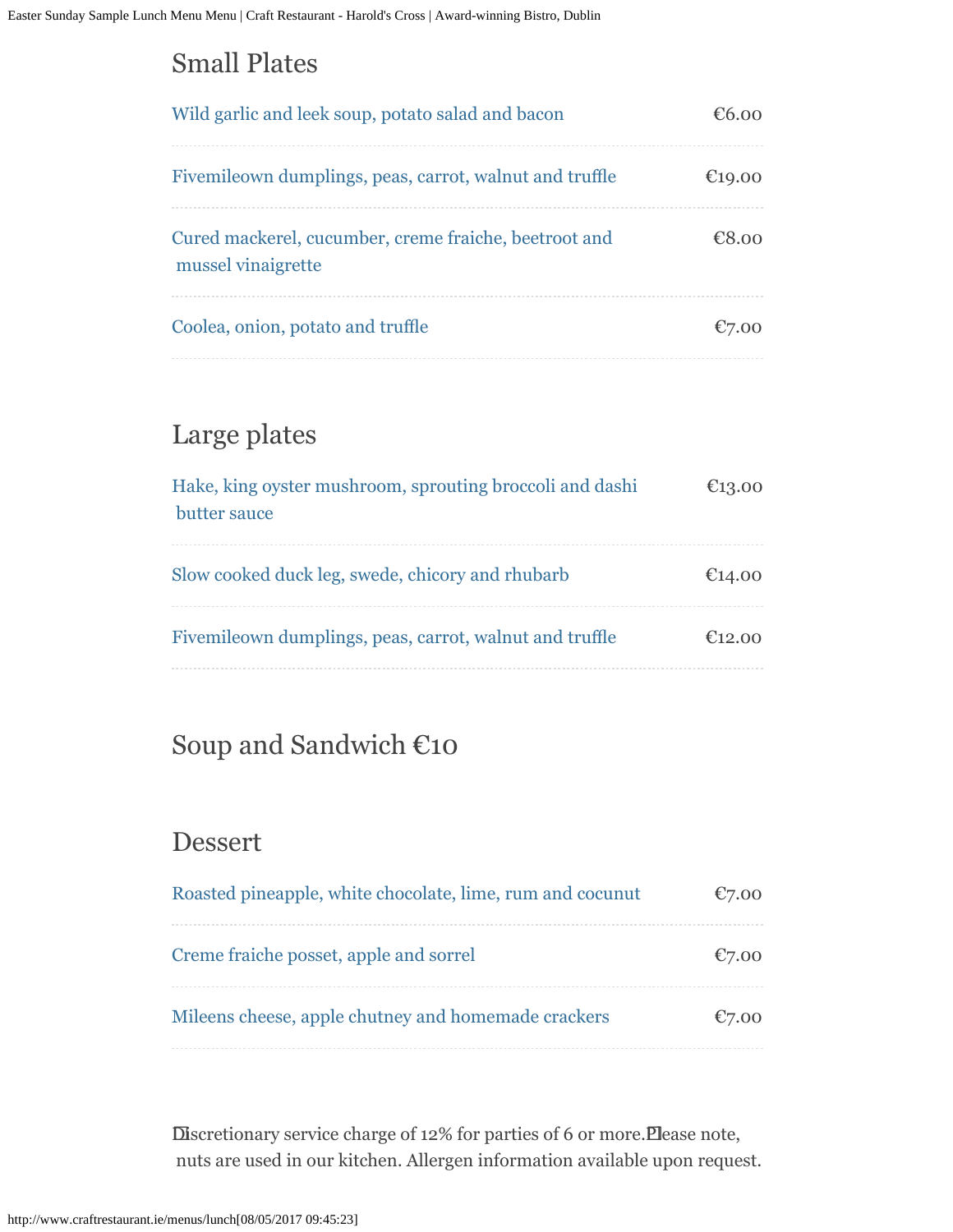## Small Plates

| | |
|---|---|
| Wild garlic and leek soup, potato salad and bacon | €6.00 |
| Fivemileeown dumplings, peas, carrot, walnut and truffle | €19.00 |
| Cured mackerel, cucumber, creme fraiche, beetroot and mussel vinaigrette | €8.00 |
| Coolea, onion, potato and truffle | €7.00 |

## Large plates

| | |
|---|---|
| Hake, king oyster mushroom, sprouting broccoli and dashi butter sauce | €13.00 |
| Slow cooked duck leg, swede, chicory and rhubarb | €14.00 |
| Fivemileeown dumplings, peas, carrot, walnut and truffle | €12.00 |

## Soup and Sandwich €10

## Dessert

| | |
|---|---|
| Roasted pineapple, white chocolate, lime, rum and cocunut | €7.00 |
| Creme fraiche posset, apple and sorrel | €7.00 |
| Mileens cheese, apple chutney and homemade crackers | €7.00 |

Discretionary service charge of 12% for parties of 6 or more. Please note, nuts are used in our kitchen. Allergen information available upon request.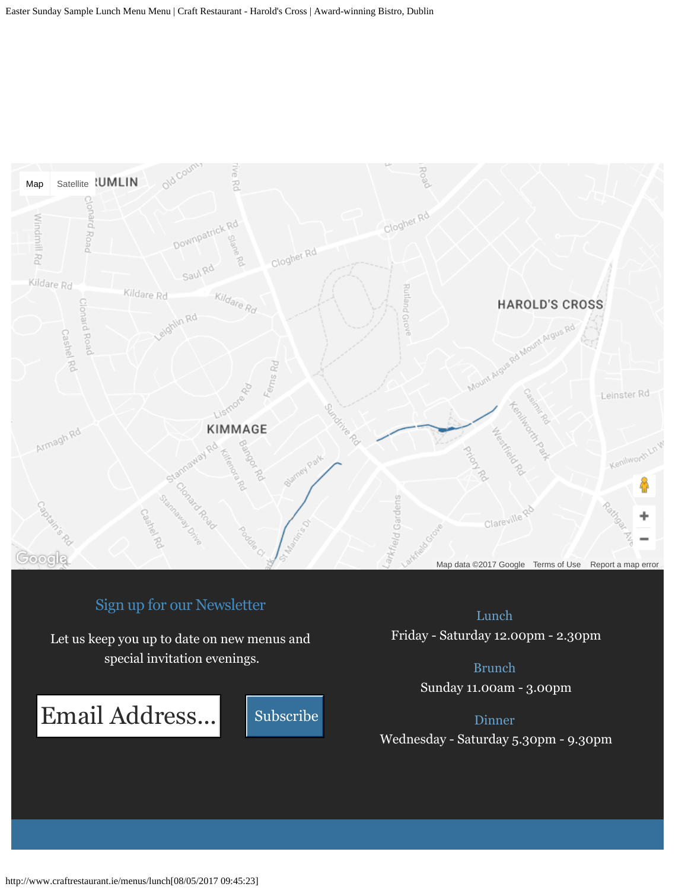## Sign up for our Newsletter

Let us keep you up to date on new menus and special invitation evenings.

Email Address... Subscribe

### Lunch

Friday - Saturday 12.00pm - 2.30pm

### Brunch

Sunday 11.00am - 3.00pm

### Dinner

Wednesday - Saturday 5.30pm - 9.30pm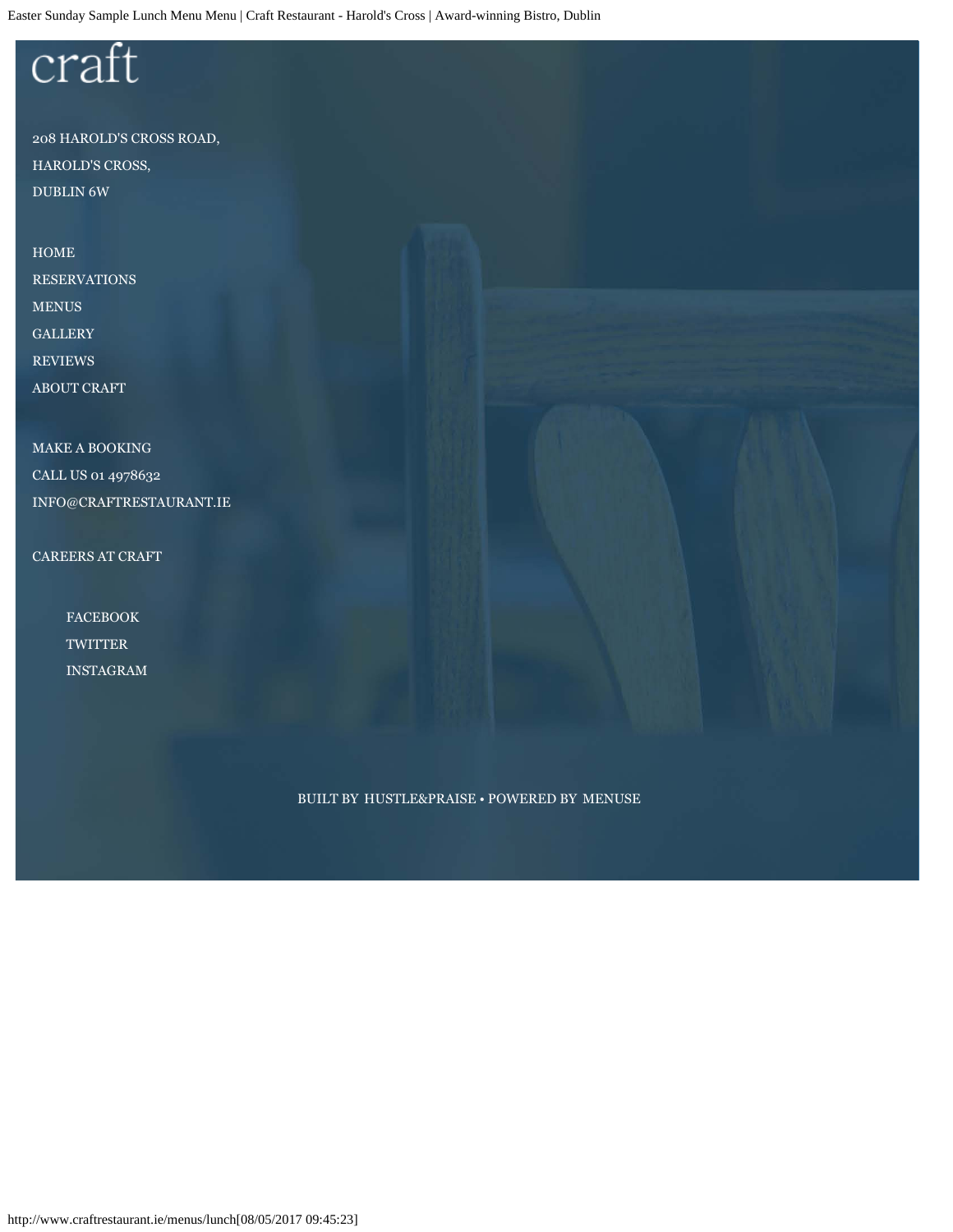# craft

208 HAROLD'S CROSS ROAD,

HAROLD'S CROSS,

DUBLIN 6W

HOME

RESERVATIONS

MENUS

GALLERY

REVIEWS

ABOUT CRAFT

MAKE A BOOKING

CALL US 01 4978632

INFO@CRAFTRESTAURANT.IE

CAREERS AT CRAFT

FACEBOOK

TWITTER

INSTAGRAM

BUILT BY HUSTLE&PRAISE • POWERED BY MENUSE